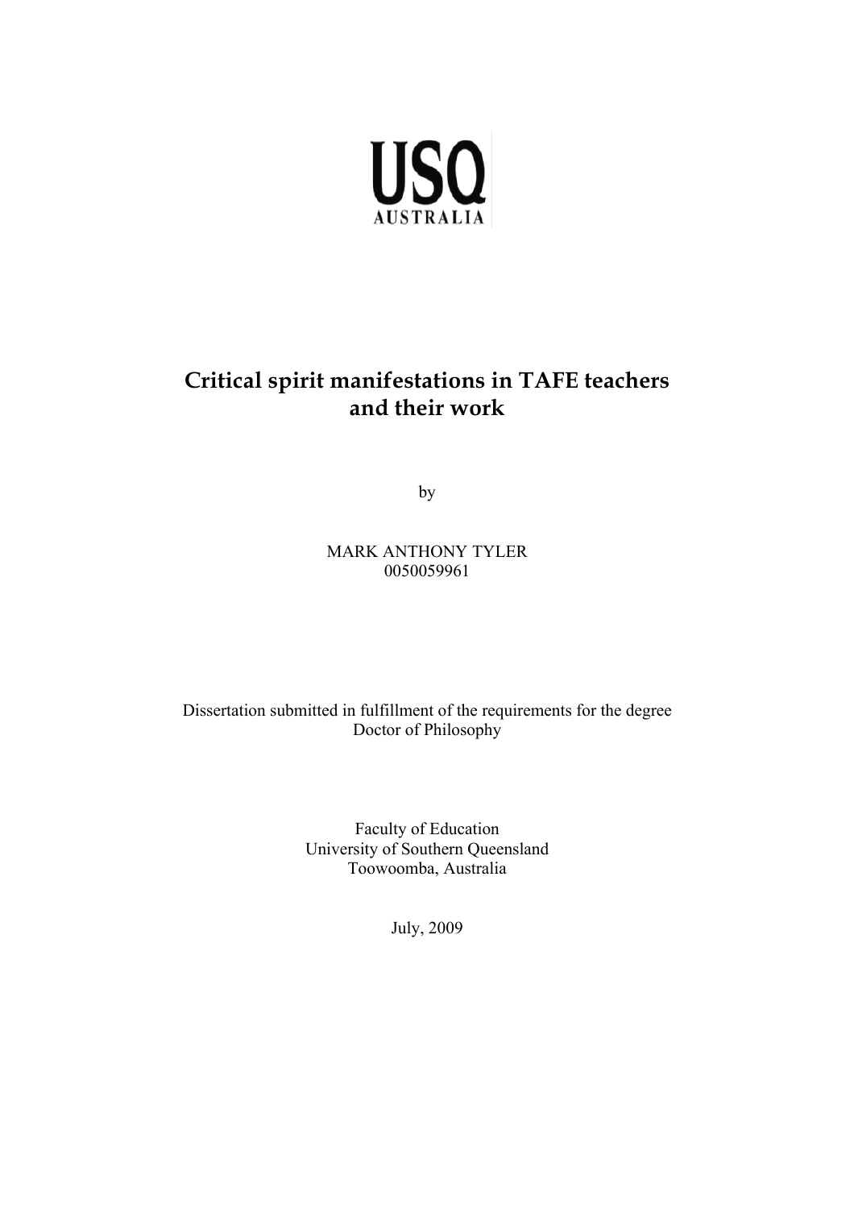USQ
AUSTRALIA

# Critical spirit manifestations in TAFE teachers and their work

by

MARK ANTHONY TYLER
0050059961

Dissertation submitted in fulfillment of the requirements for the degree
Doctor of Philosophy

Faculty of Education
University of Southern Queensland
Toowoomba, Australia

July, 2009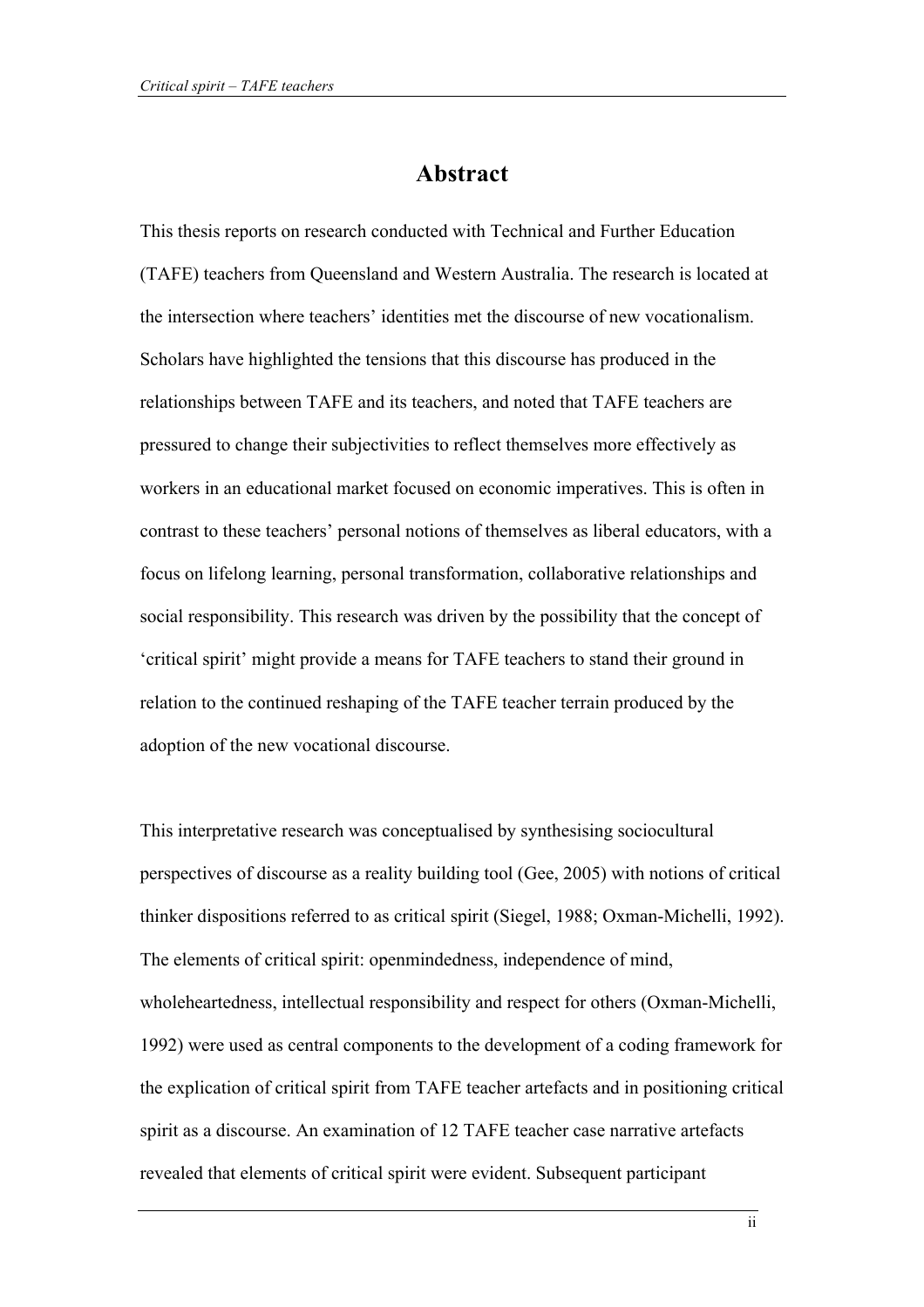# Abstract

This thesis reports on research conducted with Technical and Further Education (TAFE) teachers from Queensland and Western Australia. The research is located at the intersection where teachers' identities met the discourse of new vocationalism. Scholars have highlighted the tensions that this discourse has produced in the relationships between TAFE and its teachers, and noted that TAFE teachers are pressured to change their subjectivities to reflect themselves more effectively as workers in an educational market focused on economic imperatives. This is often in contrast to these teachers' personal notions of themselves as liberal educators, with a focus on lifelong learning, personal transformation, collaborative relationships and social responsibility. This research was driven by the possibility that the concept of 'critical spirit' might provide a means for TAFE teachers to stand their ground in relation to the continued reshaping of the TAFE teacher terrain produced by the adoption of the new vocational discourse.

This interpretative research was conceptualised by synthesising sociocultural perspectives of discourse as a reality building tool (Gee, 2005) with notions of critical thinker dispositions referred to as critical spirit (Siegel, 1988; Oxman-Michelli, 1992). The elements of critical spirit: openmindedness, independence of mind, wholeheartedness, intellectual responsibility and respect for others (Oxman-Michelli, 1992) were used as central components to the development of a coding framework for the explication of critical spirit from TAFE teacher artefacts and in positioning critical spirit as a discourse. An examination of 12 TAFE teacher case narrative artefacts revealed that elements of critical spirit were evident. Subsequent participant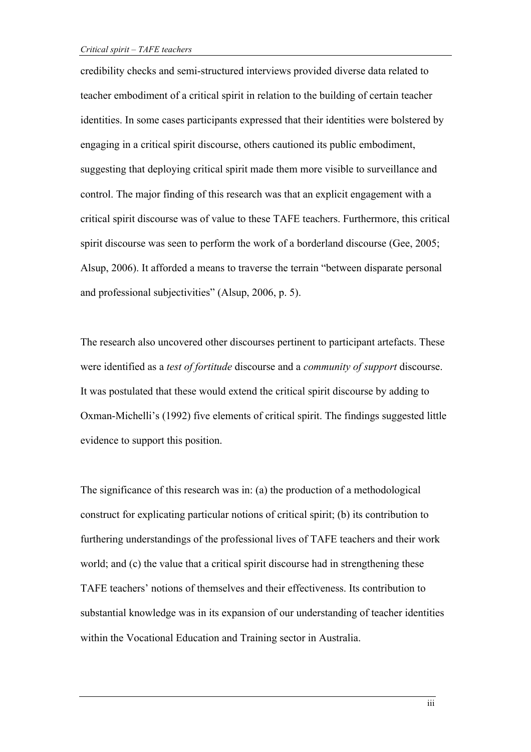credibility checks and semi-structured interviews provided diverse data related to teacher embodiment of a critical spirit in relation to the building of certain teacher identities. In some cases participants expressed that their identities were bolstered by engaging in a critical spirit discourse, others cautioned its public embodiment, suggesting that deploying critical spirit made them more visible to surveillance and control. The major finding of this research was that an explicit engagement with a critical spirit discourse was of value to these TAFE teachers. Furthermore, this critical spirit discourse was seen to perform the work of a borderland discourse (Gee, 2005; Alsup, 2006). It afforded a means to traverse the terrain "between disparate personal and professional subjectivities" (Alsup, 2006, p. 5).

The research also uncovered other discourses pertinent to participant artefacts. These were identified as a *test of fortitude* discourse and a *community of support* discourse. It was postulated that these would extend the critical spirit discourse by adding to Oxman-Michelli's (1992) five elements of critical spirit. The findings suggested little evidence to support this position.

The significance of this research was in: (a) the production of a methodological construct for explicating particular notions of critical spirit; (b) its contribution to furthering understandings of the professional lives of TAFE teachers and their work world; and (c) the value that a critical spirit discourse had in strengthening these TAFE teachers' notions of themselves and their effectiveness. Its contribution to substantial knowledge was in its expansion of our understanding of teacher identities within the Vocational Education and Training sector in Australia.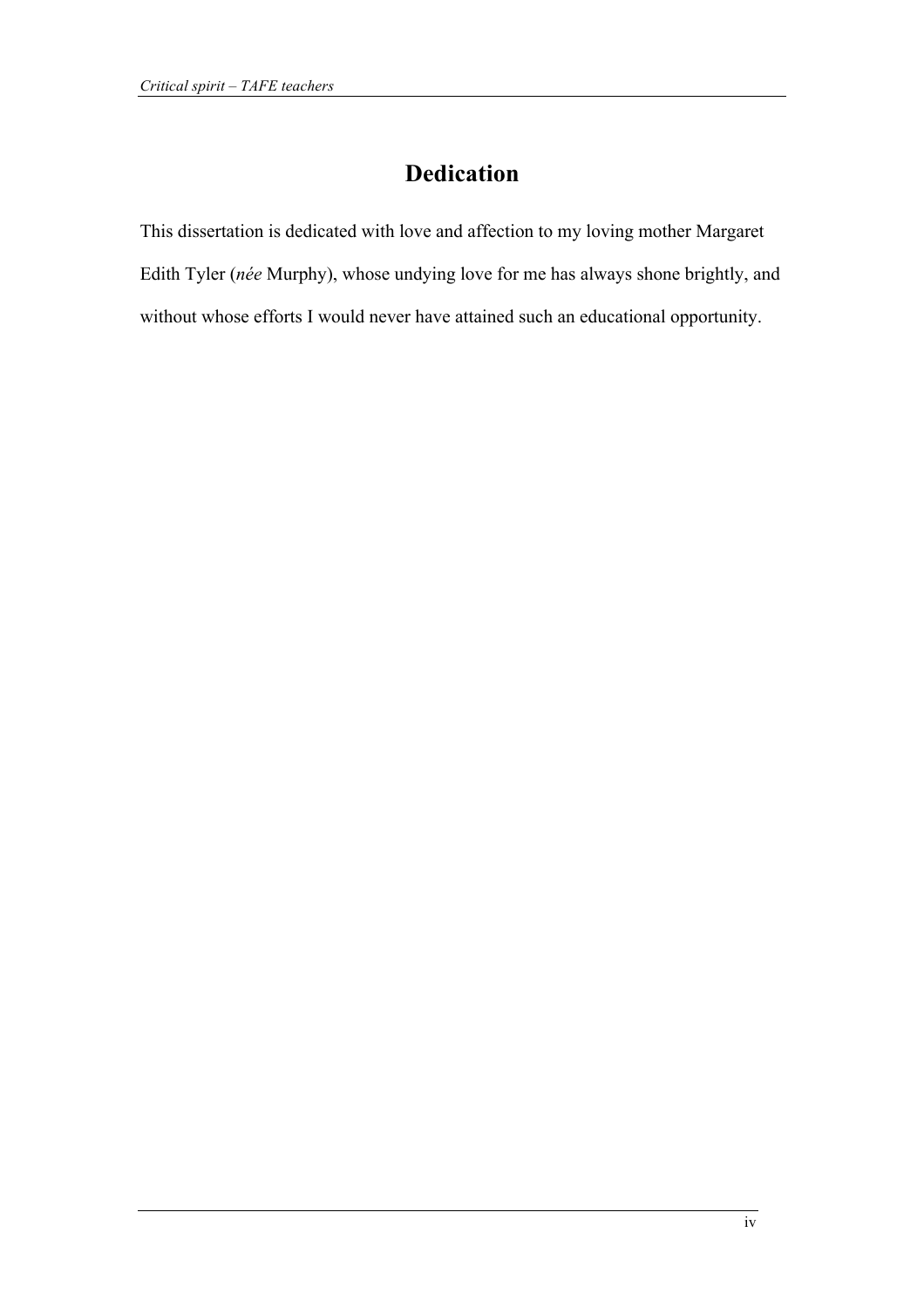# Dedication

This dissertation is dedicated with love and affection to my loving mother Margaret Edith Tyler (*née* Murphy), whose undying love for me has always shone brightly, and without whose efforts I would never have attained such an educational opportunity.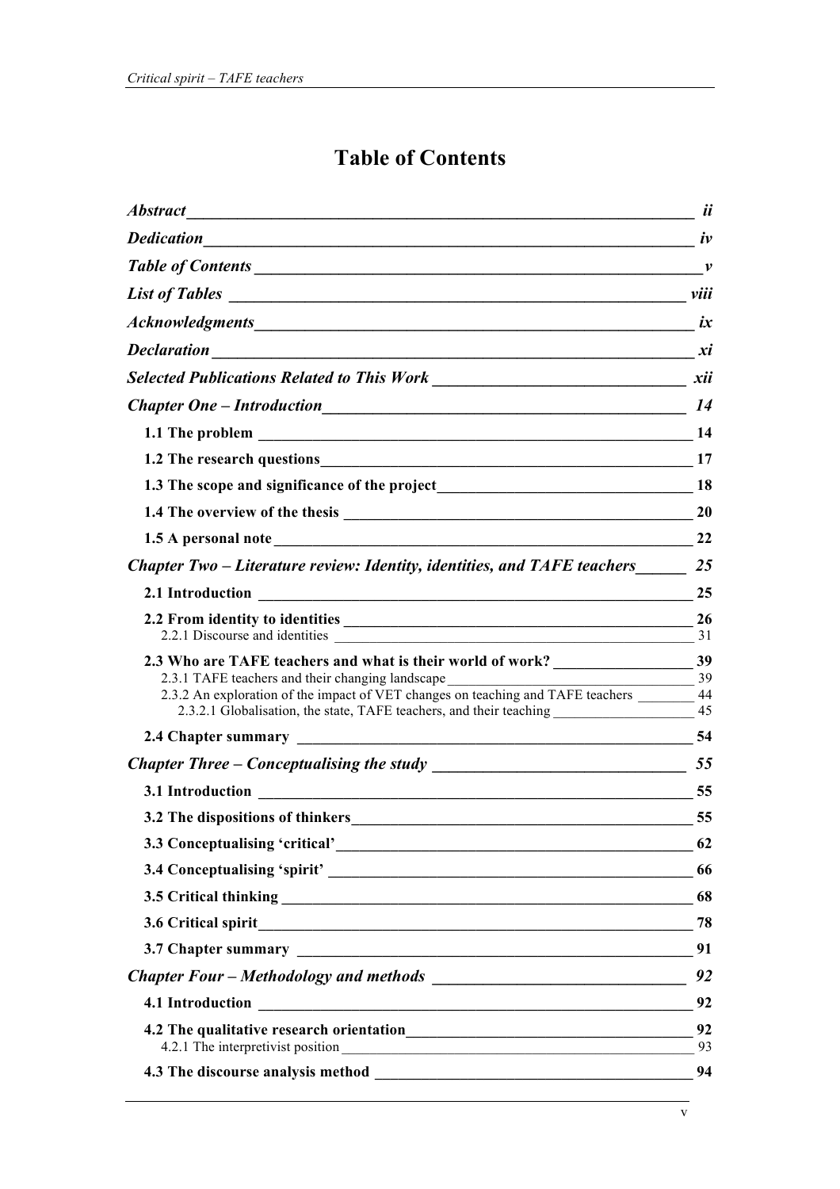# Table of Contents

*Abstract* ii

*Dedication* iv

*Table of Contents* v

*List of Tables* viii

*Acknowledgments* ix

*Declaration* xi

*Selected Publications Related to This Work* xii

*Chapter One – Introduction* 14

- **1.1 The problem** 14
- **1.2 The research questions** 17
- **1.3 The scope and significance of the project** 18
- **1.4 The overview of the thesis** 20
- **1.5 A personal note** 22

*Chapter Two – Literature review: Identity, identities, and TAFE teachers* 25

- **2.1 Introduction** 25
- **2.2 From identity to identities** 26
  - 2.2.1 Discourse and identities 31
- **2.3 Who are TAFE teachers and what is their world of work?** 39
  - 2.3.1 TAFE teachers and their changing landscape 39
  - 2.3.2 An exploration of the impact of VET changes on teaching and TAFE teachers 44
    - 2.3.2.1 Globalisation, the state, TAFE teachers, and their teaching 45
- **2.4 Chapter summary** 54

*Chapter Three – Conceptualising the study* 55

- **3.1 Introduction** 55
- **3.2 The dispositions of thinkers** 55
- **3.3 Conceptualising 'critical'** 62
- **3.4 Conceptualising 'spirit'** 66
- **3.5 Critical thinking** 68
- **3.6 Critical spirit** 78
- **3.7 Chapter summary** 91

*Chapter Four – Methodology and methods* 92

- **4.1 Introduction** 92
- **4.2 The qualitative research orientation** 92
  - 4.2.1 The interpretivist position 93
- **4.3 The discourse analysis method** 94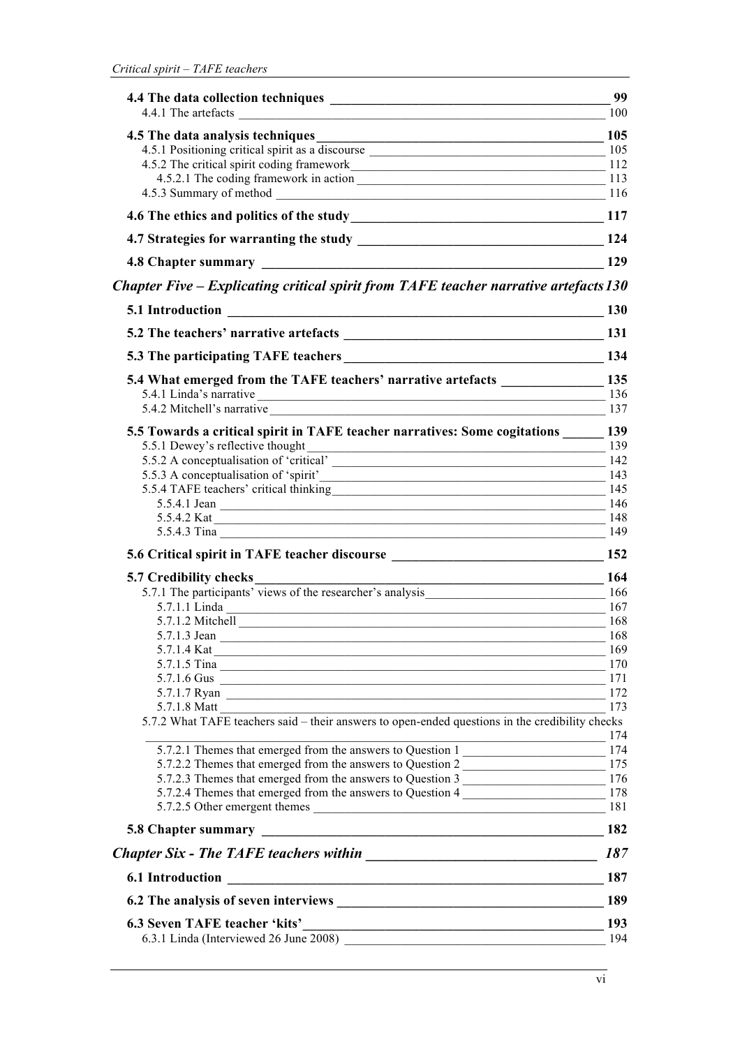**4.4 The data collection techniques** 99

4.4.1 The artefacts 100

**4.5 The data analysis techniques** 105

4.5.1 Positioning critical spirit as a discourse 105

4.5.2 The critical spirit coding framework 112

4.5.2.1 The coding framework in action 113

4.5.3 Summary of method 116

**4.6 The ethics and politics of the study** 117

**4.7 Strategies for warranting the study** 124

**4.8 Chapter summary** 129

***Chapter Five – Explicating critical spirit from TAFE teacher narrative artefacts*** 130

**5.1 Introduction** 130

**5.2 The teachers' narrative artefacts** 131

**5.3 The participating TAFE teachers** 134

**5.4 What emerged from the TAFE teachers' narrative artefacts** 135

5.4.1 Linda's narrative 136

5.4.2 Mitchell's narrative 137

**5.5 Towards a critical spirit in TAFE teacher narratives: Some cogitations** 139

5.5.1 Dewey's reflective thought 139

5.5.2 A conceptualisation of 'critical' 142

5.5.3 A conceptualisation of 'spirit' 143

5.5.4 TAFE teachers' critical thinking 145

5.5.4.1 Jean 146

5.5.4.2 Kat 148

5.5.4.3 Tina 149

**5.6 Critical spirit in TAFE teacher discourse** 152

**5.7 Credibility checks** 164

5.7.1 The participants' views of the researcher's analysis 166

5.7.1.1 Linda 167

5.7.1.2 Mitchell 168

5.7.1.3 Jean 168

5.7.1.4 Kat 169

5.7.1.5 Tina 170

5.7.1.6 Gus 171

5.7.1.7 Ryan 172

5.7.1.8 Matt 173

5.7.2 What TAFE teachers said – their answers to open-ended questions in the credibility checks 174

5.7.2.1 Themes that emerged from the answers to Question 1 174

5.7.2.2 Themes that emerged from the answers to Question 2 175

5.7.2.3 Themes that emerged from the answers to Question 3 176

5.7.2.4 Themes that emerged from the answers to Question 4 178

5.7.2.5 Other emergent themes 181

**5.8 Chapter summary** 182

***Chapter Six - The TAFE teachers within*** *187*

**6.1 Introduction** 187

**6.2 The analysis of seven interviews** 189

**6.3 Seven TAFE teacher 'kits'** 193

6.3.1 Linda (Interviewed 26 June 2008) 194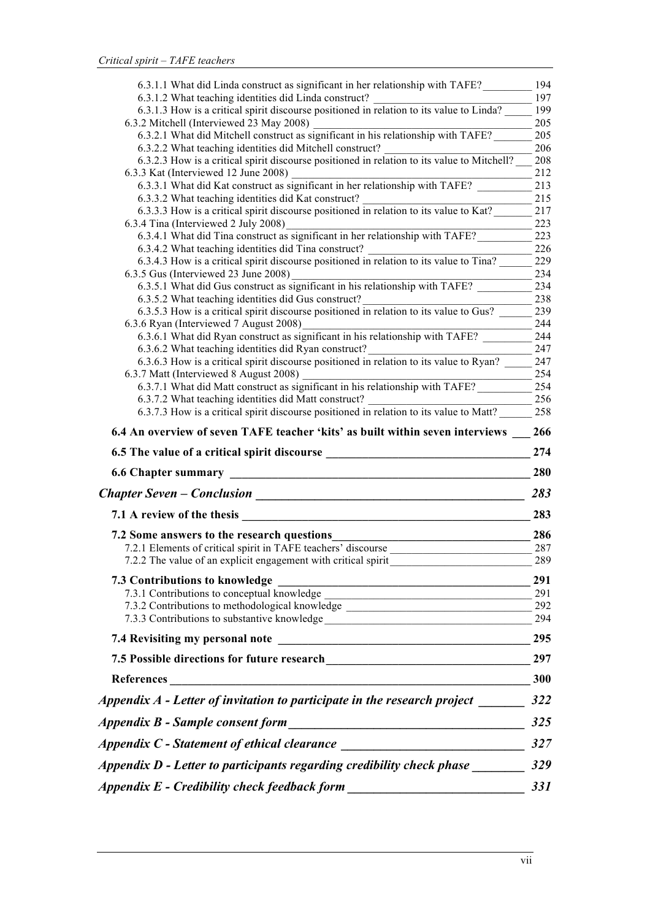6.3.1.1 What did Linda construct as significant in her relationship with TAFE? ____ 194
6.3.1.2 What teaching identities did Linda construct? ____ 197
6.3.1.3 How is a critical spirit discourse positioned in relation to its value to Linda? ____ 199
6.3.2 Mitchell (Interviewed 23 May 2008) ____ 205
6.3.2.1 What did Mitchell construct as significant in his relationship with TAFE? ____ 205
6.3.2.2 What teaching identities did Mitchell construct? ____ 206
6.3.2.3 How is a critical spirit discourse positioned in relation to its value to Mitchell? ____ 208
6.3.3 Kat (Interviewed 12 June 2008) ____ 212
6.3.3.1 What did Kat construct as significant in her relationship with TAFE? ____ 213
6.3.3.2 What teaching identities did Kat construct? ____ 215
6.3.3.3 How is a critical spirit discourse positioned in relation to its value to Kat? ____ 217
6.3.4 Tina (Interviewed 2 July 2008) ____ 223
6.3.4.1 What did Tina construct as significant in her relationship with TAFE? ____ 223
6.3.4.2 What teaching identities did Tina construct? ____ 226
6.3.4.3 How is a critical spirit discourse positioned in relation to its value to Tina? ____ 229
6.3.5 Gus (Interviewed 23 June 2008) ____ 234
6.3.5.1 What did Gus construct as significant in his relationship with TAFE? ____ 234
6.3.5.2 What teaching identities did Gus construct? ____ 238
6.3.5.3 How is a critical spirit discourse positioned in relation to its value to Gus? ____ 239
6.3.6 Ryan (Interviewed 7 August 2008) ____ 244
6.3.6.1 What did Ryan construct as significant in his relationship with TAFE? ____ 244
6.3.6.2 What teaching identities did Ryan construct? ____ 247
6.3.6.3 How is a critical spirit discourse positioned in relation to its value to Ryan? ____ 247
6.3.7 Matt (Interviewed 8 August 2008) ____ 254
6.3.7.1 What did Matt construct as significant in his relationship with TAFE? ____ 254
6.3.7.2 What teaching identities did Matt construct? ____ 256
6.3.7.3 How is a critical spirit discourse positioned in relation to its value to Matt? ____ 258

**6.4 An overview of seven TAFE teacher 'kits' as built within seven interviews ____ 266**

**6.5 The value of a critical spirit discourse ____ 274**

**6.6 Chapter summary ____ 280**

***Chapter Seven – Conclusion ____ 283***

**7.1 A review of the thesis ____ 283**

**7.2 Some answers to the research questions ____ 286**
7.2.1 Elements of critical spirit in TAFE teachers' discourse ____ 287
7.2.2 The value of an explicit engagement with critical spirit ____ 289

**7.3 Contributions to knowledge ____ 291**
7.3.1 Contributions to conceptual knowledge ____ 291
7.3.2 Contributions to methodological knowledge ____ 292
7.3.3 Contributions to substantive knowledge ____ 294

**7.4 Revisiting my personal note ____ 295**

**7.5 Possible directions for future research ____ 297**

**References ____ 300**

***Appendix A - Letter of invitation to participate in the research project ____ 322***

***Appendix B - Sample consent form ____ 325***

***Appendix C - Statement of ethical clearance ____ 327***

***Appendix D - Letter to participants regarding credibility check phase ____ 329***

***Appendix E - Credibility check feedback form ____ 331***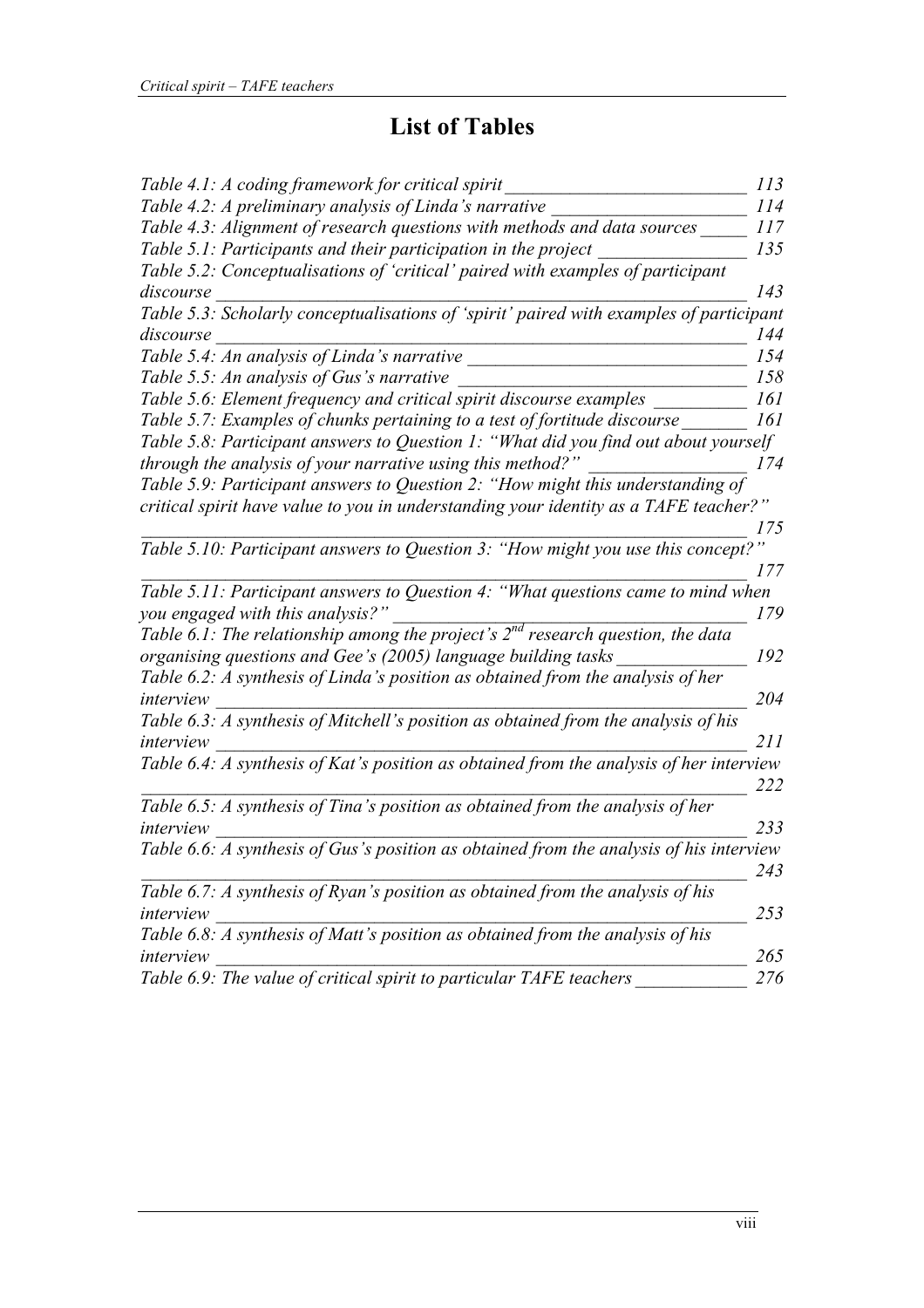# List of Tables

*Table 4.1: A coding framework for critical spirit* ___ *113*
*Table 4.2: A preliminary analysis of Linda's narrative* ___ *114*
*Table 4.3: Alignment of research questions with methods and data sources* ___ *117*
*Table 5.1: Participants and their participation in the project* ___ *135*
*Table 5.2: Conceptualisations of 'critical' paired with examples of participant discourse* ___ *143*
*Table 5.3: Scholarly conceptualisations of 'spirit' paired with examples of participant discourse* ___ *144*
*Table 5.4: An analysis of Linda's narrative* ___ *154*
*Table 5.5: An analysis of Gus's narrative* ___ *158*
*Table 5.6: Element frequency and critical spirit discourse examples* ___ *161*
*Table 5.7: Examples of chunks pertaining to a test of fortitude discourse* ___ *161*
*Table 5.8: Participant answers to Question 1: "What did you find out about yourself through the analysis of your narrative using this method?"* ___ *174*
*Table 5.9: Participant answers to Question 2: "How might this understanding of critical spirit have value to you in understanding your identity as a TAFE teacher?"* ___ *175*
*Table 5.10: Participant answers to Question 3: "How might you use this concept?"* ___ *177*
*Table 5.11: Participant answers to Question 4: "What questions came to mind when you engaged with this analysis?"* ___ *179*
*Table 6.1: The relationship among the project's 2nd research question, the data organising questions and Gee's (2005) language building tasks* ___ *192*
*Table 6.2: A synthesis of Linda's position as obtained from the analysis of her interview* ___ *204*
*Table 6.3: A synthesis of Mitchell's position as obtained from the analysis of his interview* ___ *211*
*Table 6.4: A synthesis of Kat's position as obtained from the analysis of her interview* ___ *222*
*Table 6.5: A synthesis of Tina's position as obtained from the analysis of her interview* ___ *233*
*Table 6.6: A synthesis of Gus's position as obtained from the analysis of his interview* ___ *243*
*Table 6.7: A synthesis of Ryan's position as obtained from the analysis of his interview* ___ *253*
*Table 6.8: A synthesis of Matt's position as obtained from the analysis of his interview* ___ *265*
*Table 6.9: The value of critical spirit to particular TAFE teachers* ___ *276*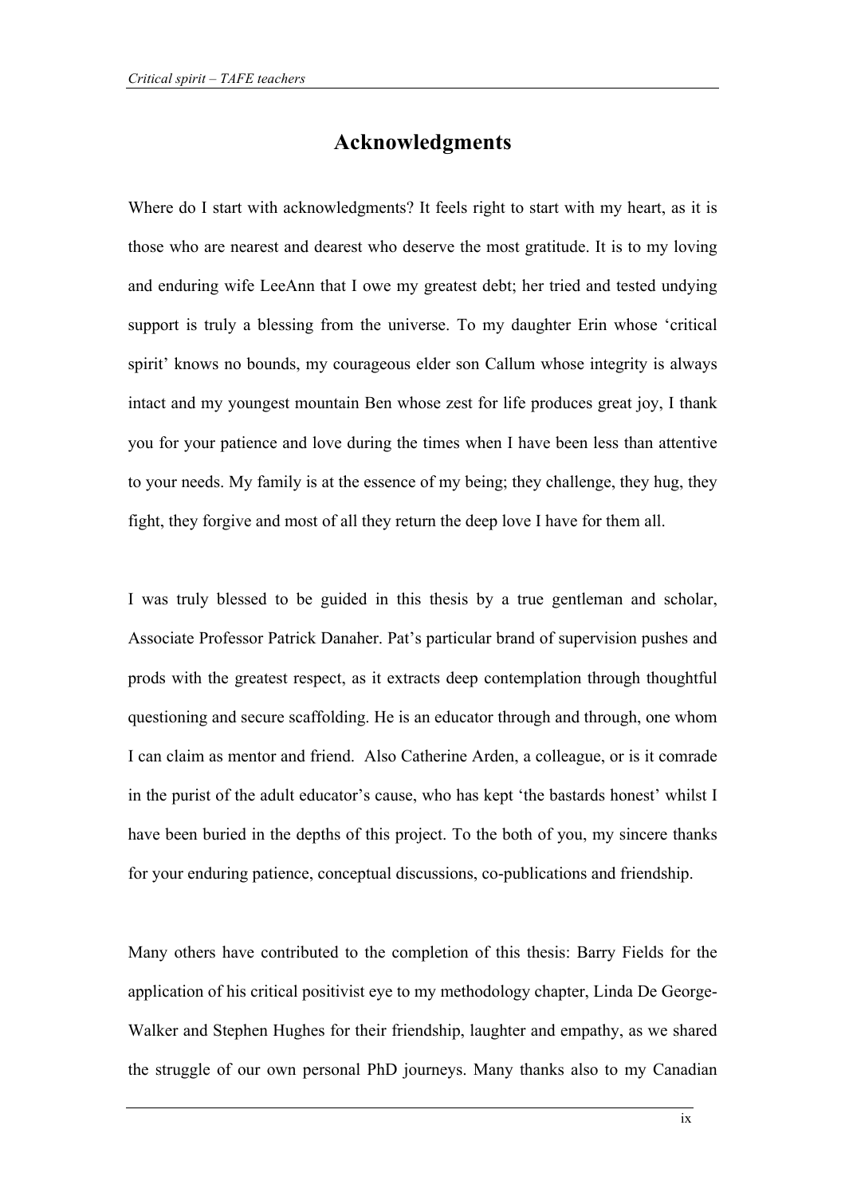# Acknowledgments

Where do I start with acknowledgments? It feels right to start with my heart, as it is those who are nearest and dearest who deserve the most gratitude. It is to my loving and enduring wife LeeAnn that I owe my greatest debt; her tried and tested undying support is truly a blessing from the universe. To my daughter Erin whose 'critical spirit' knows no bounds, my courageous elder son Callum whose integrity is always intact and my youngest mountain Ben whose zest for life produces great joy, I thank you for your patience and love during the times when I have been less than attentive to your needs. My family is at the essence of my being; they challenge, they hug, they fight, they forgive and most of all they return the deep love I have for them all.

I was truly blessed to be guided in this thesis by a true gentleman and scholar, Associate Professor Patrick Danaher. Pat's particular brand of supervision pushes and prods with the greatest respect, as it extracts deep contemplation through thoughtful questioning and secure scaffolding. He is an educator through and through, one whom I can claim as mentor and friend.  Also Catherine Arden, a colleague, or is it comrade in the purist of the adult educator's cause, who has kept 'the bastards honest' whilst I have been buried in the depths of this project. To the both of you, my sincere thanks for your enduring patience, conceptual discussions, co-publications and friendship.

Many others have contributed to the completion of this thesis: Barry Fields for the application of his critical positivist eye to my methodology chapter, Linda De George-Walker and Stephen Hughes for their friendship, laughter and empathy, as we shared the struggle of our own personal PhD journeys. Many thanks also to my Canadian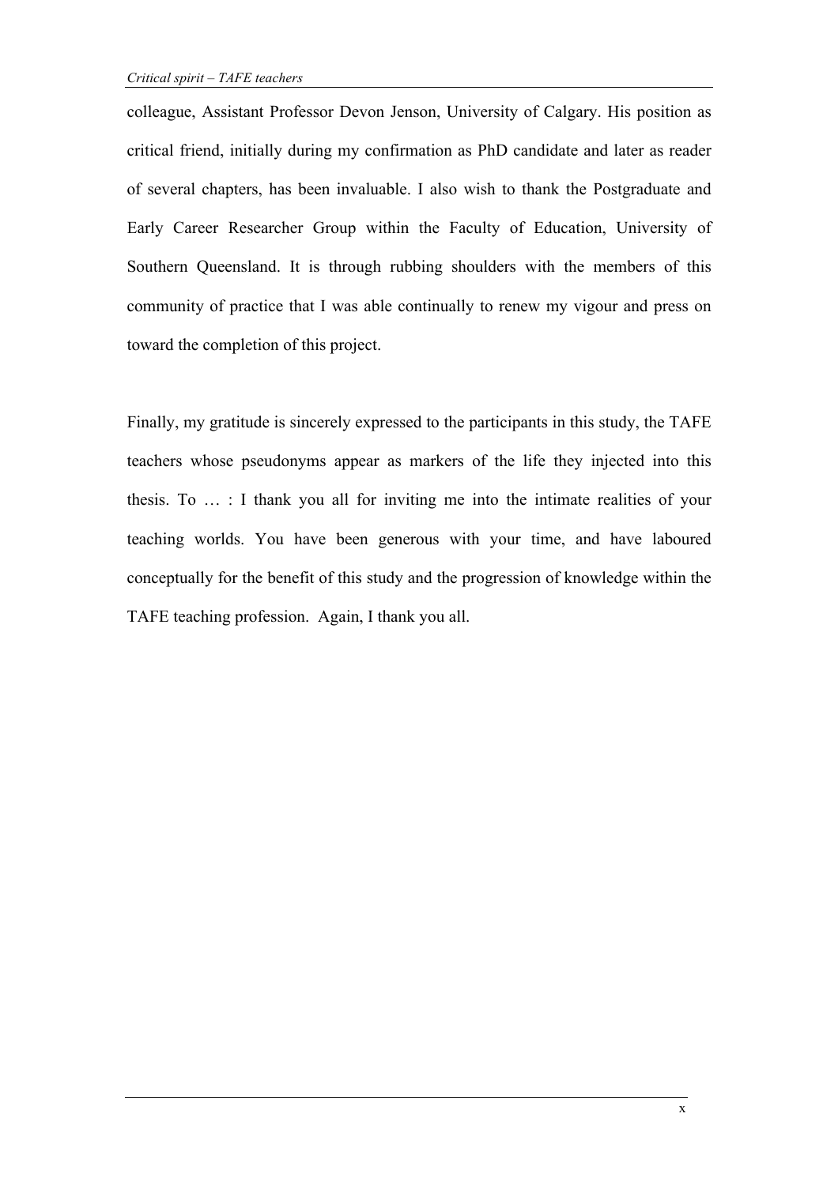colleague, Assistant Professor Devon Jenson, University of Calgary. His position as critical friend, initially during my confirmation as PhD candidate and later as reader of several chapters, has been invaluable. I also wish to thank the Postgraduate and Early Career Researcher Group within the Faculty of Education, University of Southern Queensland. It is through rubbing shoulders with the members of this community of practice that I was able continually to renew my vigour and press on toward the completion of this project.

Finally, my gratitude is sincerely expressed to the participants in this study, the TAFE teachers whose pseudonyms appear as markers of the life they injected into this thesis. To … : I thank you all for inviting me into the intimate realities of your teaching worlds. You have been generous with your time, and have laboured conceptually for the benefit of this study and the progression of knowledge within the TAFE teaching profession. Again, I thank you all.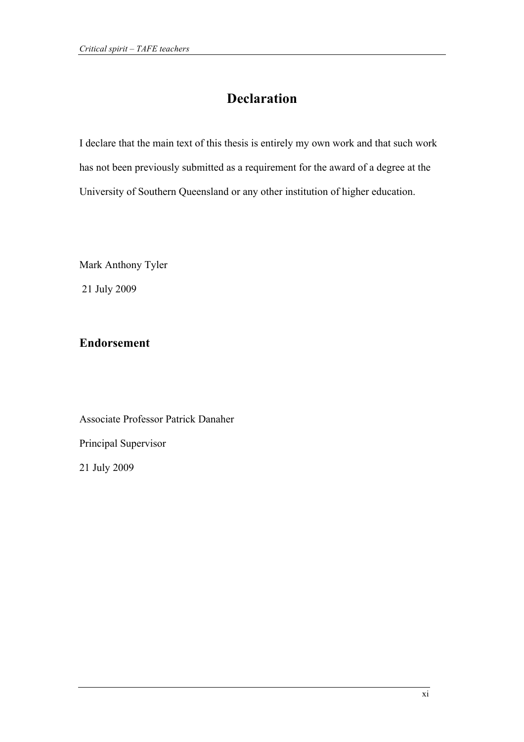# Declaration

I declare that the main text of this thesis is entirely my own work and that such work has not been previously submitted as a requirement for the award of a degree at the University of Southern Queensland or any other institution of higher education.

Mark Anthony Tyler

21 July 2009

## Endorsement

Associate Professor Patrick Danaher

Principal Supervisor

21 July 2009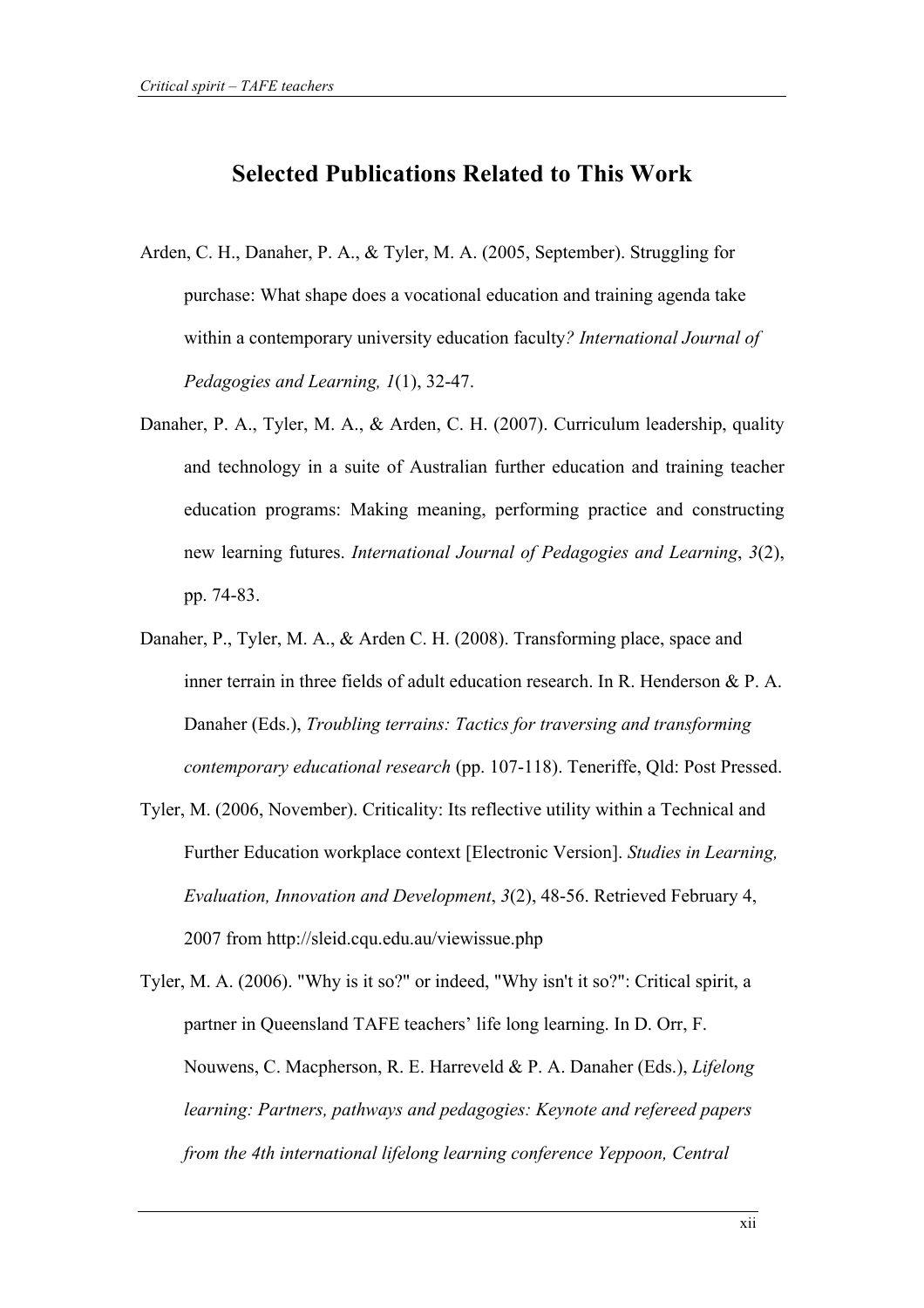# Selected Publications Related to This Work

Arden, C. H., Danaher, P. A., & Tyler, M. A. (2005, September). Struggling for purchase: What shape does a vocational education and training agenda take within a contemporary university education faculty*? International Journal of Pedagogies and Learning, 1*(1), 32-47.

Danaher, P. A., Tyler, M. A., & Arden, C. H. (2007). Curriculum leadership, quality and technology in a suite of Australian further education and training teacher education programs: Making meaning, performing practice and constructing new learning futures. *International Journal of Pedagogies and Learning*, *3*(2), pp. 74-83.

Danaher, P., Tyler, M. A., & Arden C. H. (2008). Transforming place, space and inner terrain in three fields of adult education research. In R. Henderson & P. A. Danaher (Eds.), *Troubling terrains: Tactics for traversing and transforming contemporary educational research* (pp. 107-118). Teneriffe, Qld: Post Pressed.

Tyler, M. (2006, November). Criticality: Its reflective utility within a Technical and Further Education workplace context [Electronic Version]. *Studies in Learning, Evaluation, Innovation and Development*, *3*(2), 48-56. Retrieved February 4, 2007 from http://sleid.cqu.edu.au/viewissue.php

Tyler, M. A. (2006). "Why is it so?" or indeed, "Why isn't it so?": Critical spirit, a partner in Queensland TAFE teachers' life long learning. In D. Orr, F. Nouwens, C. Macpherson, R. E. Harreveld & P. A. Danaher (Eds.), *Lifelong learning: Partners, pathways and pedagogies: Keynote and refereed papers from the 4th international lifelong learning conference Yeppoon, Central*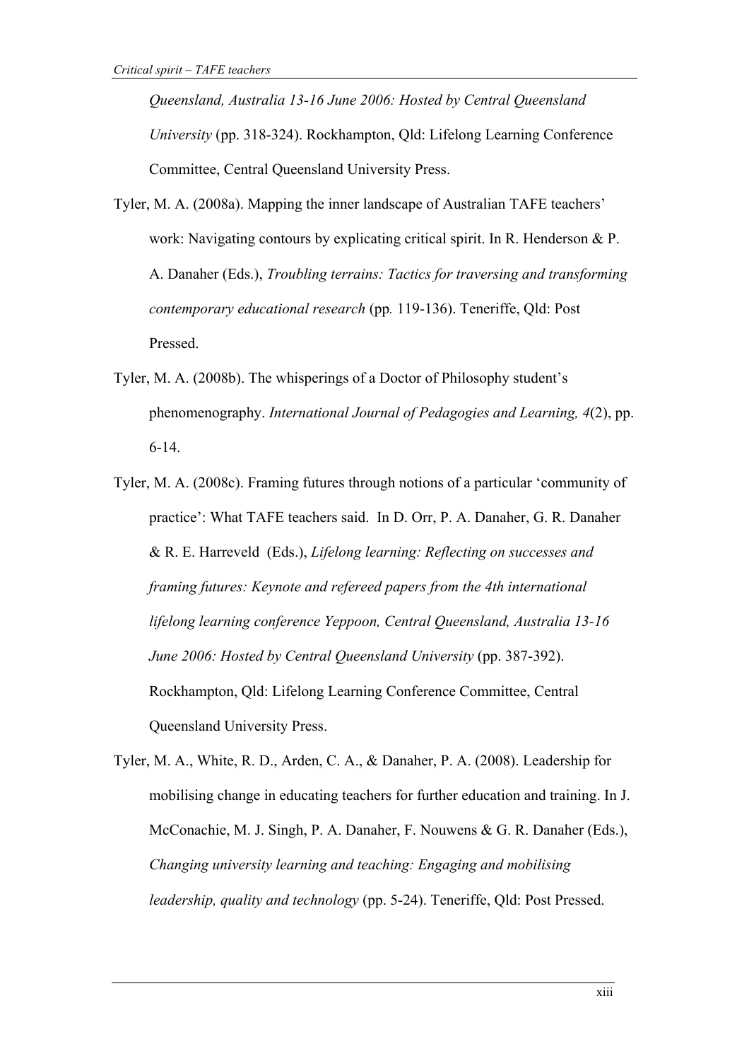*Queensland, Australia 13-16 June 2006: Hosted by Central Queensland University* (pp. 318-324). Rockhampton, Qld: Lifelong Learning Conference Committee, Central Queensland University Press.

Tyler, M. A. (2008a). Mapping the inner landscape of Australian TAFE teachers' work: Navigating contours by explicating critical spirit. In R. Henderson & P. A. Danaher (Eds.), *Troubling terrains: Tactics for traversing and transforming contemporary educational research* (pp*.* 119-136). Teneriffe, Qld: Post Pressed.

Tyler, M. A. (2008b). The whisperings of a Doctor of Philosophy student's phenomenography. *International Journal of Pedagogies and Learning, 4*(2), pp. 6-14.

Tyler, M. A. (2008c). Framing futures through notions of a particular 'community of practice': What TAFE teachers said. In D. Orr, P. A. Danaher, G. R. Danaher & R. E. Harreveld (Eds.), *Lifelong learning: Reflecting on successes and framing futures: Keynote and refereed papers from the 4th international lifelong learning conference Yeppoon, Central Queensland, Australia 13-16 June 2006: Hosted by Central Queensland University* (pp. 387-392). Rockhampton, Qld: Lifelong Learning Conference Committee, Central Queensland University Press.

Tyler, M. A., White, R. D., Arden, C. A., & Danaher, P. A. (2008). Leadership for mobilising change in educating teachers for further education and training. In J. McConachie, M. J. Singh, P. A. Danaher, F. Nouwens & G. R. Danaher (Eds.), *Changing university learning and teaching: Engaging and mobilising leadership, quality and technology* (pp. 5-24). Teneriffe, Qld: Post Pressed.